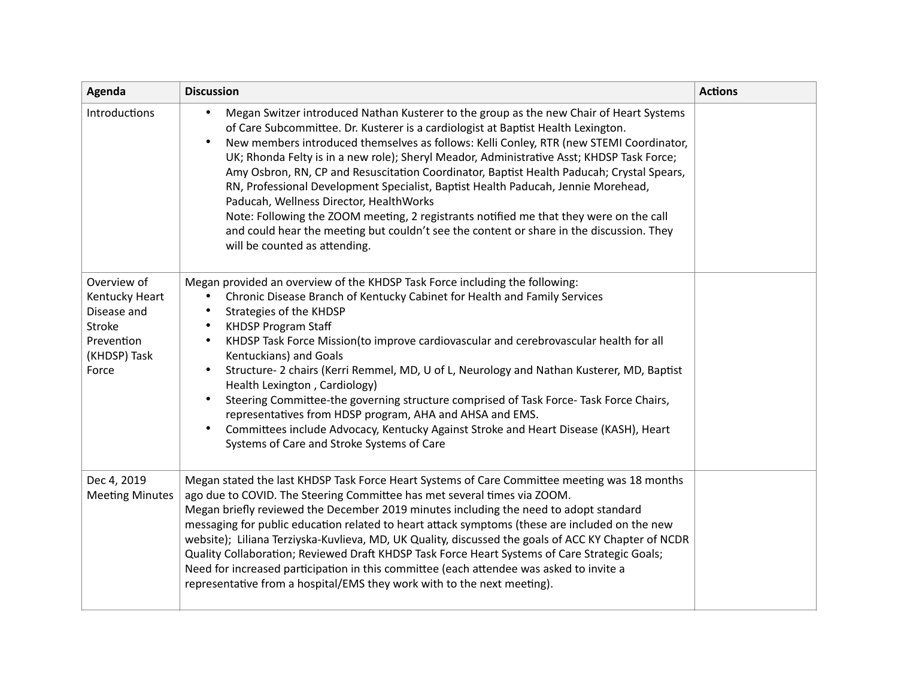| Agenda | Discussion | Actions |
|---|---|---|
| Introductions | <ul><li>Megan Switzer introduced Nathan Kusterer to the group as the new Chair of Heart Systems of Care Subcommittee. Dr. Kusterer is a cardiologist at Baptist Health Lexington.</li><li>New members introduced themselves as follows: Kelli Conley, RTR (new STEMI Coordinator, UK; Rhonda Felty is in a new role); Sheryl Meador, Administrative Asst; KHDSP Task Force; Amy Osbron, RN, CP and Resuscitation Coordinator, Baptist Health Paducah; Crystal Spears, RN, Professional Development Specialist, Baptist Health Paducah, Jennie Morehead, Paducah, Wellness Director, HealthWorks<br>Note: Following the ZOOM meeting, 2 registrants notified me that they were on the call and could hear the meeting but couldn't see the content or share in the discussion. They will be counted as attending.</li></ul> | |
| Overview of Kentucky Heart Disease and Stroke Prevention (KHDSP) Task Force | Megan provided an overview of the KHDSP Task Force including the following:<ul><li>Chronic Disease Branch of Kentucky Cabinet for Health and Family Services</li><li>Strategies of the KHDSP</li><li>KHDSP Program Staff</li><li>KHDSP Task Force Mission(to improve cardiovascular and cerebrovascular health for all Kentuckians) and Goals</li><li>Structure- 2 chairs (Kerri Remmel, MD, U of L, Neurology and Nathan Kusterer, MD, Baptist Health Lexington , Cardiology)</li><li>Steering Committee-the governing structure comprised of Task Force- Task Force Chairs, representatives from HDSP program, AHA and AHSA and EMS.</li><li>Committees include Advocacy, Kentucky Against Stroke and Heart Disease (KASH), Heart Systems of Care and Stroke Systems of Care</li></ul> | |
| Dec 4, 2019 Meeting Minutes | Megan stated the last KHDSP Task Force Heart Systems of Care Committee meeting was 18 months ago due to COVID. The Steering Committee has met several times via ZOOM.<br>Megan briefly reviewed the December 2019 minutes including the need to adopt standard messaging for public education related to heart attack symptoms (these are included on the new website); Liliana Terziyska-Kuvlieva, MD, UK Quality, discussed the goals of ACC KY Chapter of NCDR Quality Collaboration; Reviewed Draft KHDSP Task Force Heart Systems of Care Strategic Goals; Need for increased participation in this committee (each attendee was asked to invite a representative from a hospital/EMS they work with to the next meeting). | |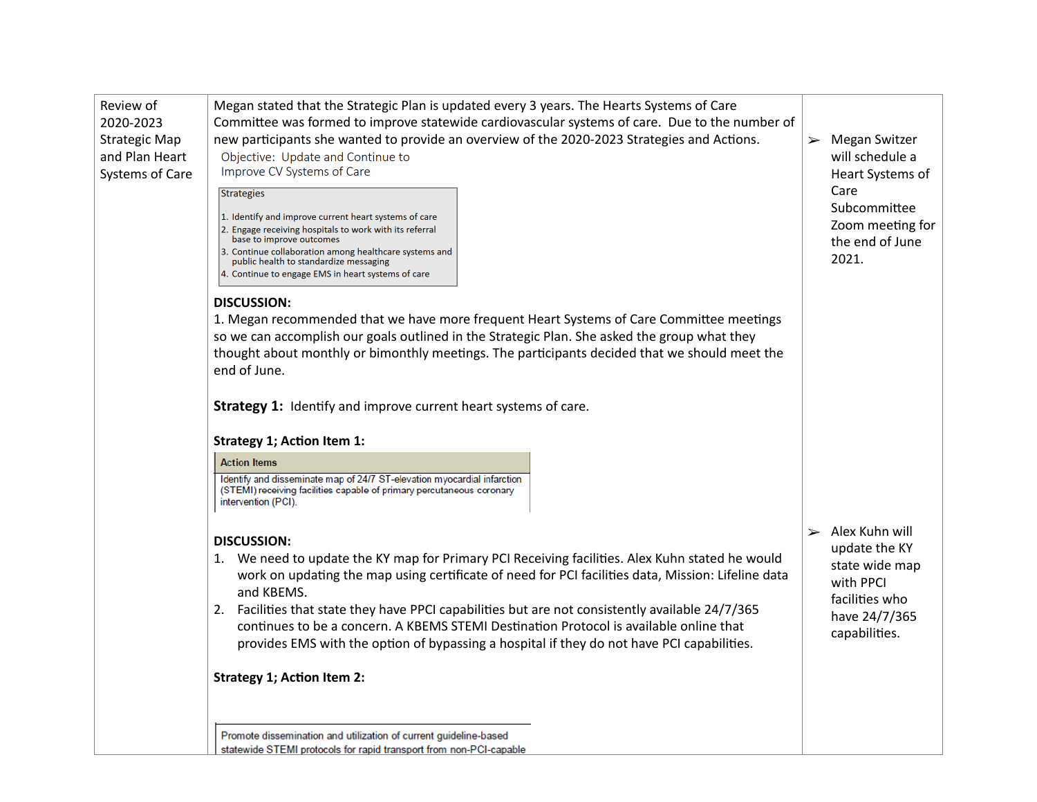| Review of 2020-2023 Strategic Map and Plan Heart Systems of Care | Megan stated that the Strategic Plan is updated every 3 years. The Hearts Systems of Care Committee was formed to improve statewide cardiovascular systems of care. Due to the number of new participants she wanted to provide an overview of the 2020-2023 Strategies and Actions.<br><br>Objective: Update and Continue to Improve CV Systems of Care<br><br>Strategies<br>1. Identify and improve current heart systems of care<br>2. Engage receiving hospitals to work with its referral base to improve outcomes<br>3. Continue collaboration among healthcare systems and public health to standardize messaging<br>4. Continue to engage EMS in heart systems of care<br><br>**DISCUSSION:**<br>1. Megan recommended that we have more frequent Heart Systems of Care Committee meetings so we can accomplish our goals outlined in the Strategic Plan. She asked the group what they thought about monthly or bimonthly meetings. The participants decided that we should meet the end of June.<br><br>**Strategy 1:** Identify and improve current heart systems of care.<br><br>**Strategy 1; Action Item 1:**<br><br>**Action Items**<br>Identify and disseminate map of 24/7 ST-elevation myocardial infarction (STEMI) receiving facilities capable of primary percutaneous coronary intervention (PCI).<br><br>**DISCUSSION:**<br>1. We need to update the KY map for Primary PCI Receiving facilities. Alex Kuhn stated he would work on updating the map using certificate of need for PCI facilities data, Mission: Lifeline data and KBEMS.<br>2. Facilities that state they have PPCI capabilities but are not consistently available 24/7/365 continues to be a concern. A KBEMS STEMI Destination Protocol is available online that provides EMS with the option of bypassing a hospital if they do not have PCI capabilities.<br><br>**Strategy 1; Action Item 2:**<br><br>Promote dissemination and utilization of current guideline-based statewide STEMI protocols for rapid transport from non-PCI-capable | ➢ Megan Switzer will schedule a Heart Systems of Care Subcommittee Zoom meeting for the end of June 2021.<br><br>➢ Alex Kuhn will update the KY state wide map with PPCI facilities who have 24/7/365 capabilities. |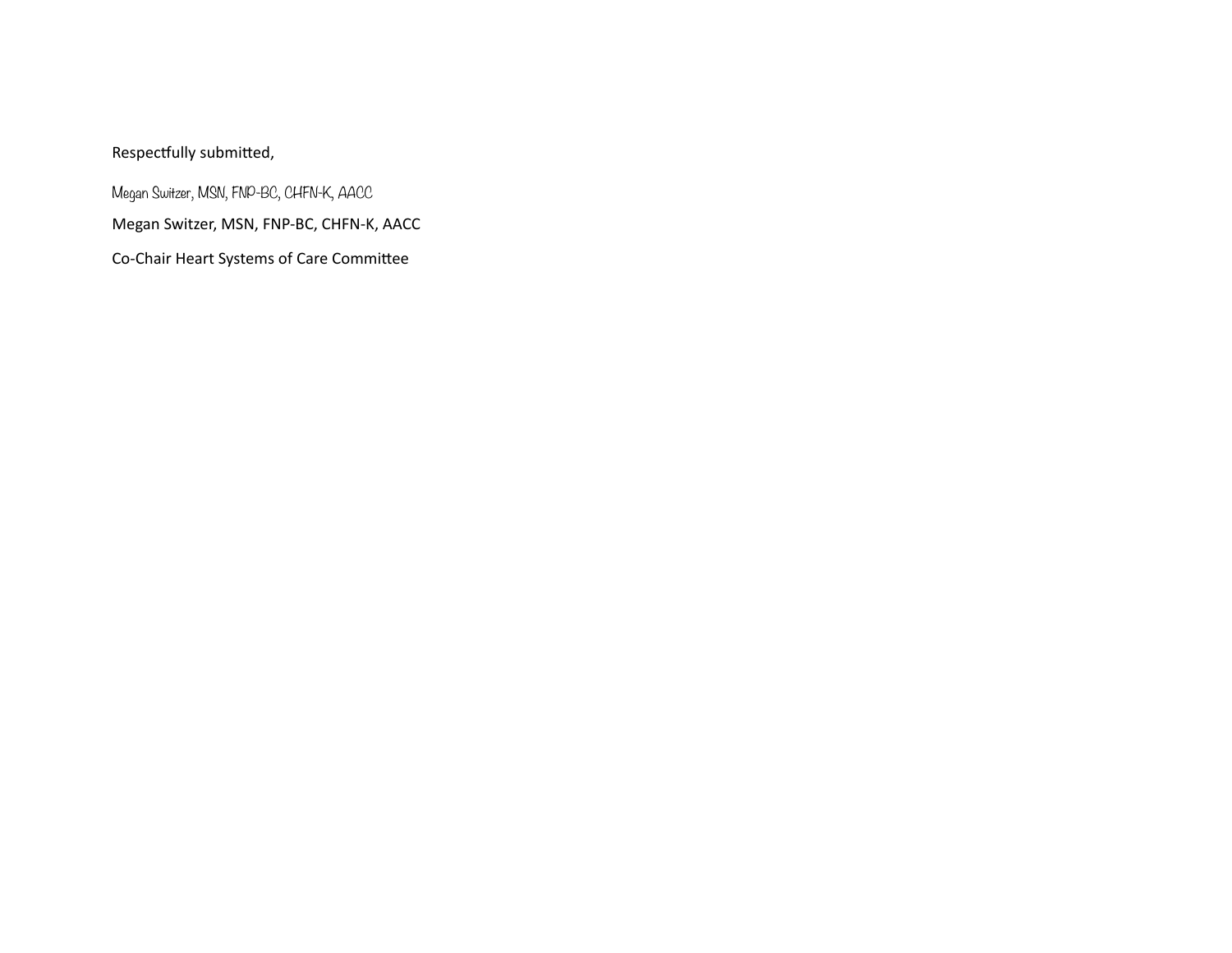Respectfully submitted,

*Megan Switzer, MSN, FNP-BC, CHFN-K, AACC*

Megan Switzer, MSN, FNP-BC, CHFN-K, AACC

Co-Chair Heart Systems of Care Committee